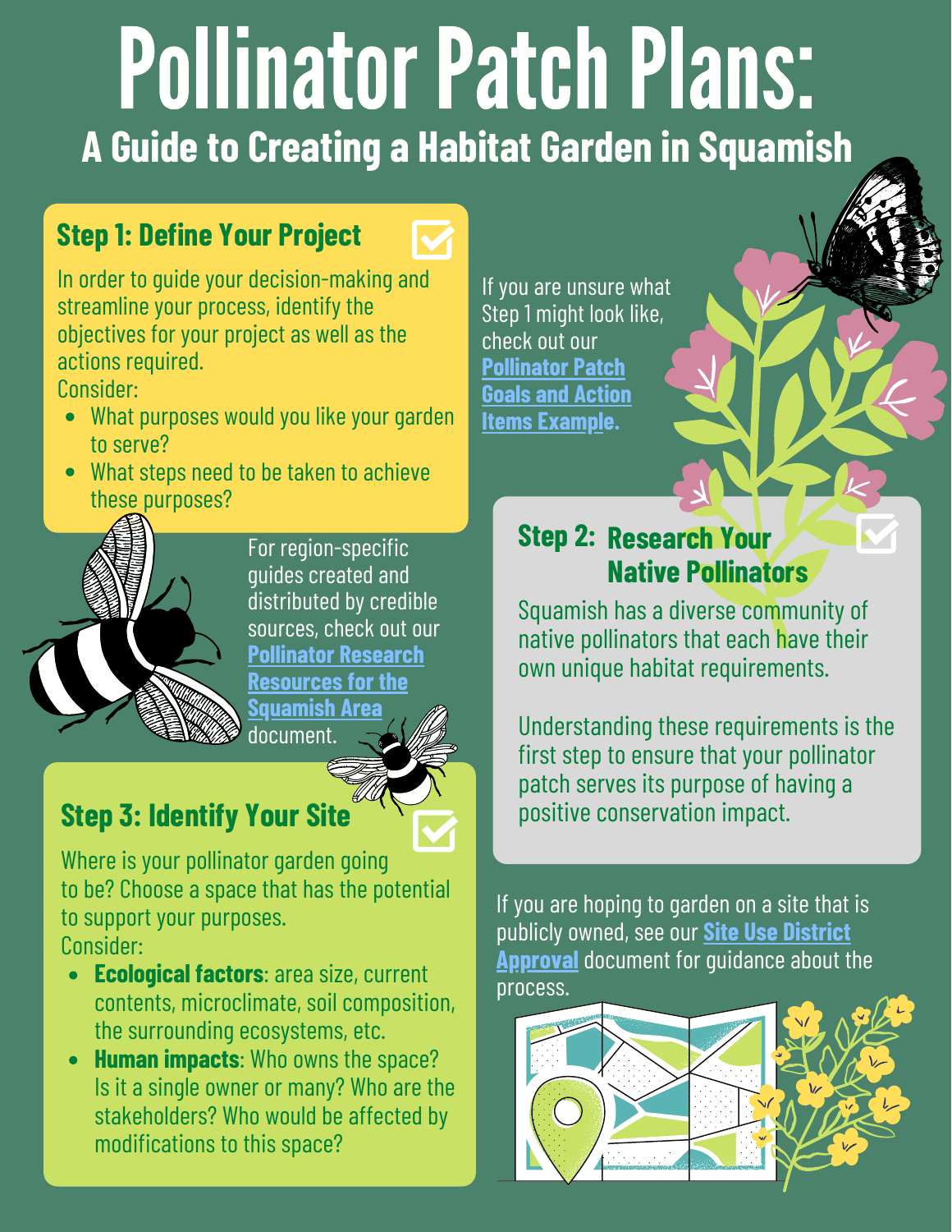# Pollinator Patch Plans:

## A Guide to Creating a Habitat Garden in Squamish

### Step 1: Define Your Project

In order to guide your decision-making and streamline your process, identify the objectives for your project as well as the actions required.

Consider:

- What purposes would you like your garden to serve?
- What steps need to be taken to achieve these purposes?

If you are unsure what Step 1 might look like, check out our **Pollinator Patch Goals and Action Items Example.**

### Step 2: Research Your Native Pollinators

Squamish has a diverse community of native pollinators that each have their own unique habitat requirements.

Understanding these requirements is the first step to ensure that your pollinator patch serves its purpose of having a positive conservation impact.

For region-specific guides created and distributed by credible sources, check out our **Pollinator Research Resources for the Squamish Area** document.

### Step 3: Identify Your Site

Where is your pollinator garden going to be? Choose a space that has the potential to support your purposes.

Consider:

- **Ecological factors**: area size, current contents, microclimate, soil composition, the surrounding ecosystems, etc.
- **Human impacts**: Who owns the space? Is it a single owner or many? Who are the stakeholders? Who would be affected by modifications to this space?

If you are hoping to garden on a site that is publicly owned, see our **Site Use District Approval** document for guidance about the process.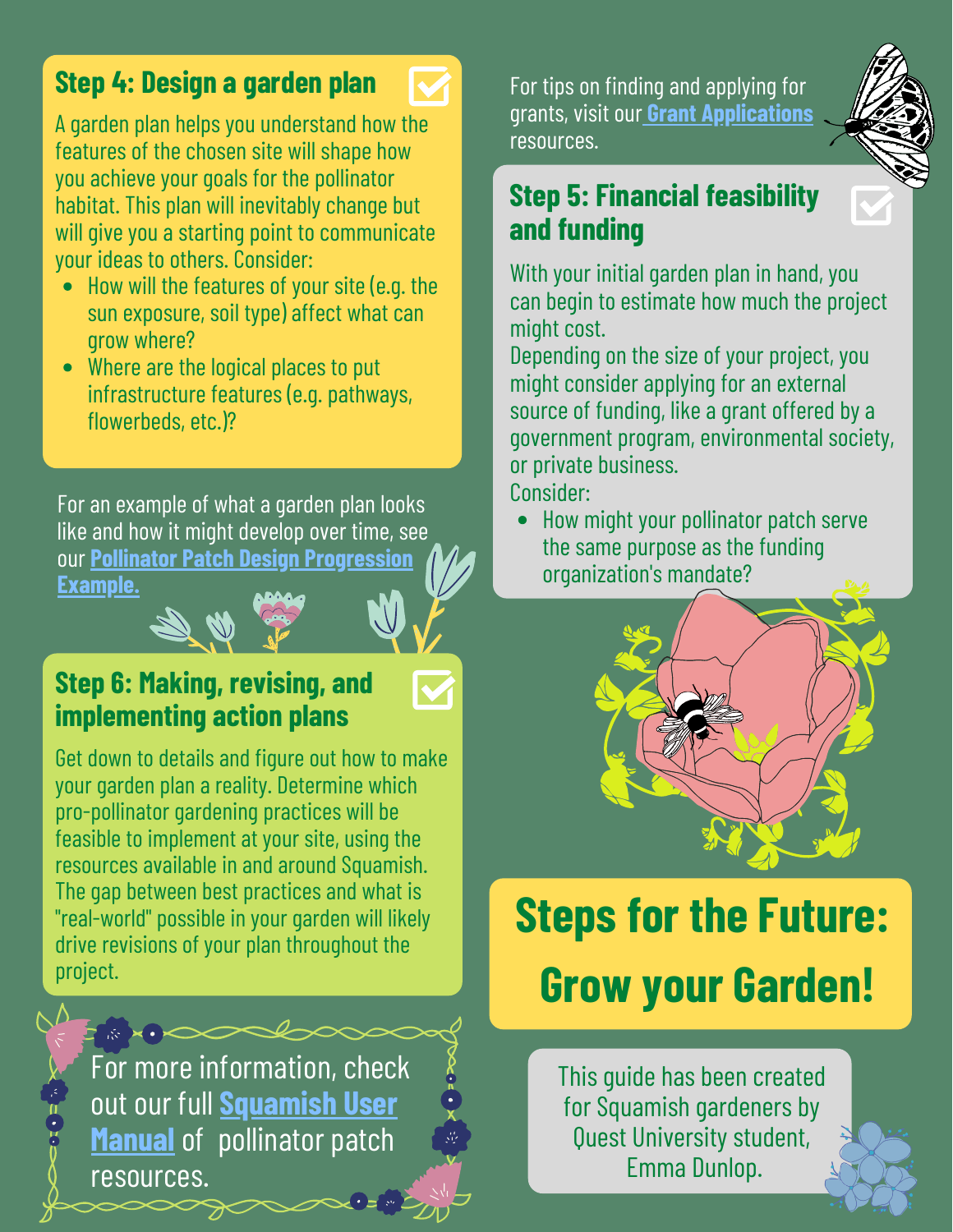## Step 4: Design a garden plan

A garden plan helps you understand how the features of the chosen site will shape how you achieve your goals for the pollinator habitat. This plan will inevitably change but will give you a starting point to communicate your ideas to others. Consider:

- How will the features of your site (e.g. the sun exposure, soil type) affect what can grow where?
- Where are the logical places to put infrastructure features (e.g. pathways, flowerbeds, etc.)?

For an example of what a garden plan looks like and how it might develop over time, see our **Pollinator Patch Design Progression Example.**

For tips on finding and applying for grants, visit our **Grant Applications** resources.

## Step 5: Financial feasibility and funding

With your initial garden plan in hand, you can begin to estimate how much the project might cost.

Depending on the size of your project, you might consider applying for an external source of funding, like a grant offered by a government program, environmental society, or private business.

Consider:

- How might your pollinator patch serve the same purpose as the funding organization's mandate?

## Step 6: Making, revising, and implementing action plans

Get down to details and figure out how to make your garden plan a reality. Determine which pro-pollinator gardening practices will be feasible to implement at your site, using the resources available in and around Squamish. The gap between best practices and what is "real-world" possible in your garden will likely drive revisions of your plan throughout the project.

For more information, check out our full **Squamish User Manual** of pollinator patch resources.

# Steps for the Future: Grow your Garden!

This guide has been created for Squamish gardeners by Quest University student, Emma Dunlop.